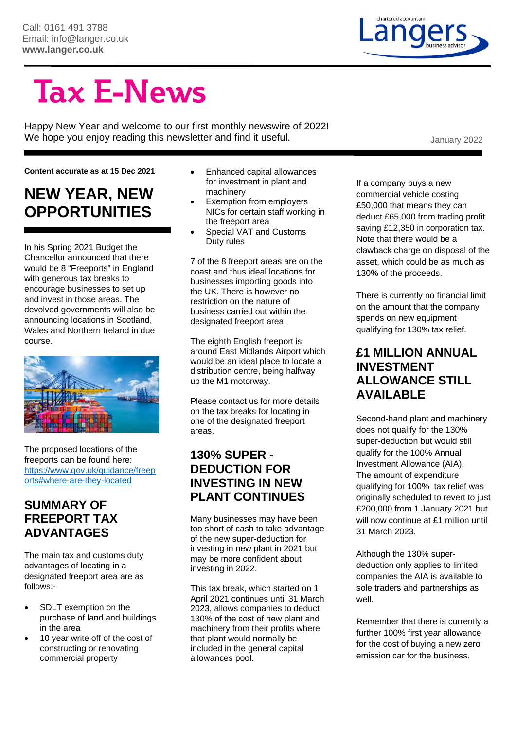Call: 0161 491 3788
Email: info@langer.co.uk
**www.langer.co.uk**

# Tax E-News

Happy New Year and welcome to our first monthly newswire of 2022! We hope you enjoy reading this newsletter and find it useful.

January 2022

**Content accurate as at 15 Dec 2021**

## NEW YEAR, NEW OPPORTUNITIES

In his Spring 2021 Budget the Chancellor announced that there would be 8 "Freeports" in England with generous tax breaks to encourage businesses to set up and invest in those areas. The devolved governments will also be announcing locations in Scotland, Wales and Northern Ireland in due course.

The proposed locations of the freeports can be found here: https://www.gov.uk/guidance/freeports#where-are-they-located

## SUMMARY OF FREEPORT TAX ADVANTAGES

The main tax and customs duty advantages of locating in a designated freeport area are as follows:-

- SDLT exemption on the purchase of land and buildings in the area
- 10 year write off of the cost of constructing or renovating commercial property
- Enhanced capital allowances for investment in plant and machinery
- Exemption from employers NICs for certain staff working in the freeport area
- Special VAT and Customs Duty rules

7 of the 8 freeport areas are on the coast and thus ideal locations for businesses importing goods into the UK. There is however no restriction on the nature of business carried out within the designated freeport area.

The eighth English freeport is around East Midlands Airport which would be an ideal place to locate a distribution centre, being halfway up the M1 motorway.

Please contact us for more details on the tax breaks for locating in one of the designated freeport areas.

## 130% SUPER - DEDUCTION FOR INVESTING IN NEW PLANT CONTINUES

Many businesses may have been too short of cash to take advantage of the new super-deduction for investing in new plant in 2021 but may be more confident about investing in 2022.

This tax break, which started on 1 April 2021 continues until 31 March 2023, allows companies to deduct 130% of the cost of new plant and machinery from their profits where that plant would normally be included in the general capital allowances pool.

If a company buys a new commercial vehicle costing £50,000 that means they can deduct £65,000 from trading profit saving £12,350 in corporation tax. Note that there would be a clawback charge on disposal of the asset, which could be as much as 130% of the proceeds.

There is currently no financial limit on the amount that the company spends on new equipment qualifying for 130% tax relief.

## £1 MILLION ANNUAL INVESTMENT ALLOWANCE STILL AVAILABLE

Second-hand plant and machinery does not qualify for the 130% super-deduction but would still qualify for the 100% Annual Investment Allowance (AIA). The amount of expenditure qualifying for 100% tax relief was originally scheduled to revert to just £200,000 from 1 January 2021 but will now continue at £1 million until 31 March 2023.

Although the 130% super-deduction only applies to limited companies the AIA is available to sole traders and partnerships as well.

Remember that there is currently a further 100% first year allowance for the cost of buying a new zero emission car for the business.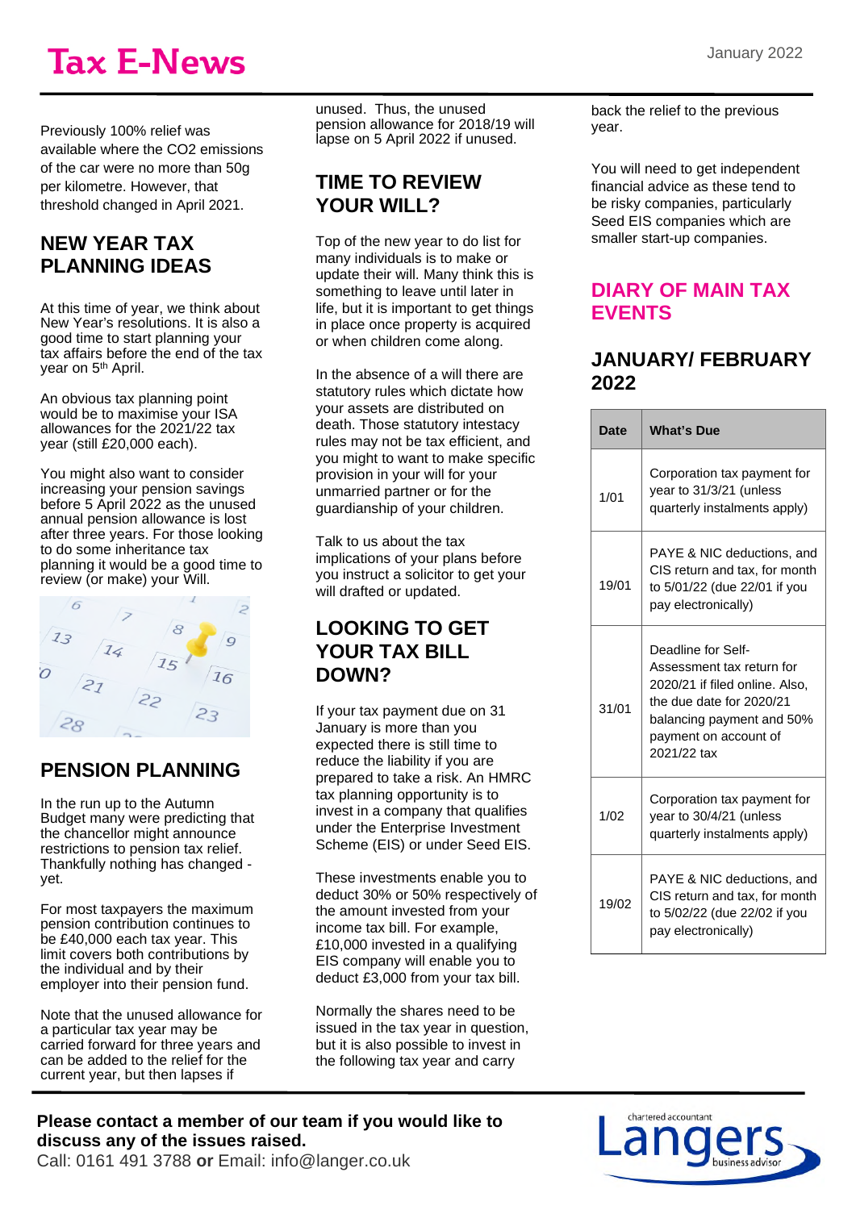# Tax E-News

January 2022

Previously 100% relief was available where the $CO_2$ emissions of the car were no more than 50g per kilometre. However, that threshold changed in April 2021.

## NEW YEAR TAX PLANNING IDEAS

At this time of year, we think about New Year's resolutions. It is also a good time to start planning your tax affairs before the end of the tax year on 5th April.

An obvious tax planning point would be to maximise your ISA allowances for the 2021/22 tax year (still £20,000 each).

You might also want to consider increasing your pension savings before 5 April 2022 as the unused annual pension allowance is lost after three years. For those looking to do some inheritance tax planning it would be a good time to review (or make) your Will.

## PENSION PLANNING

In the run up to the Autumn Budget many were predicting that the chancellor might announce restrictions to pension tax relief. Thankfully nothing has changed - yet.

For most taxpayers the maximum pension contribution continues to be £40,000 each tax year. This limit covers both contributions by the individual and by their employer into their pension fund.

Note that the unused allowance for a particular tax year may be carried forward for three years and can be added to the relief for the current year, but then lapses if unused. Thus, the unused pension allowance for 2018/19 will lapse on 5 April 2022 if unused.

## TIME TO REVIEW YOUR WILL?

Top of the new year to do list for many individuals is to make or update their will. Many think this is something to leave until later in life, but it is important to get things in place once property is acquired or when children come along.

In the absence of a will there are statutory rules which dictate how your assets are distributed on death. Those statutory intestacy rules may not be tax efficient, and you might to want to make specific provision in your will for your unmarried partner or for the guardianship of your children.

Talk to us about the tax implications of your plans before you instruct a solicitor to get your will drafted or updated.

## LOOKING TO GET YOUR TAX BILL DOWN?

If your tax payment due on 31 January is more than you expected there is still time to reduce the liability if you are prepared to take a risk. An HMRC tax planning opportunity is to invest in a company that qualifies under the Enterprise Investment Scheme (EIS) or under Seed EIS.

These investments enable you to deduct 30% or 50% respectively of the amount invested from your income tax bill. For example, £10,000 invested in a qualifying EIS company will enable you to deduct £3,000 from your tax bill.

Normally the shares need to be issued in the tax year in question, but it is also possible to invest in the following tax year and carry back the relief to the previous year.

You will need to get independent financial advice as these tend to be risky companies, particularly Seed EIS companies which are smaller start-up companies.

## DIARY OF MAIN TAX EVENTS

### JANUARY/ FEBRUARY 2022

| Date | What's Due |
|---|---|
| 1/01 | Corporation tax payment for year to 31/3/21 (unless quarterly instalments apply) |
| 19/01 | PAYE & NIC deductions, and CIS return and tax, for month to 5/01/22 (due 22/01 if you pay electronically) |
| 31/01 | Deadline for Self-Assessment tax return for 2020/21 if filed online. Also, the due date for 2020/21 balancing payment and 50% payment on account of 2021/22 tax |
| 1/02 | Corporation tax payment for year to 30/4/21 (unless quarterly instalments apply) |
| 19/02 | PAYE & NIC deductions, and CIS return and tax, for month to 5/02/22 (due 22/02 if you pay electronically) |

**Please contact a member of our team if you would like to discuss any of the issues raised.**
Call: 0161 491 3788 **or** Email: info@langer.co.uk